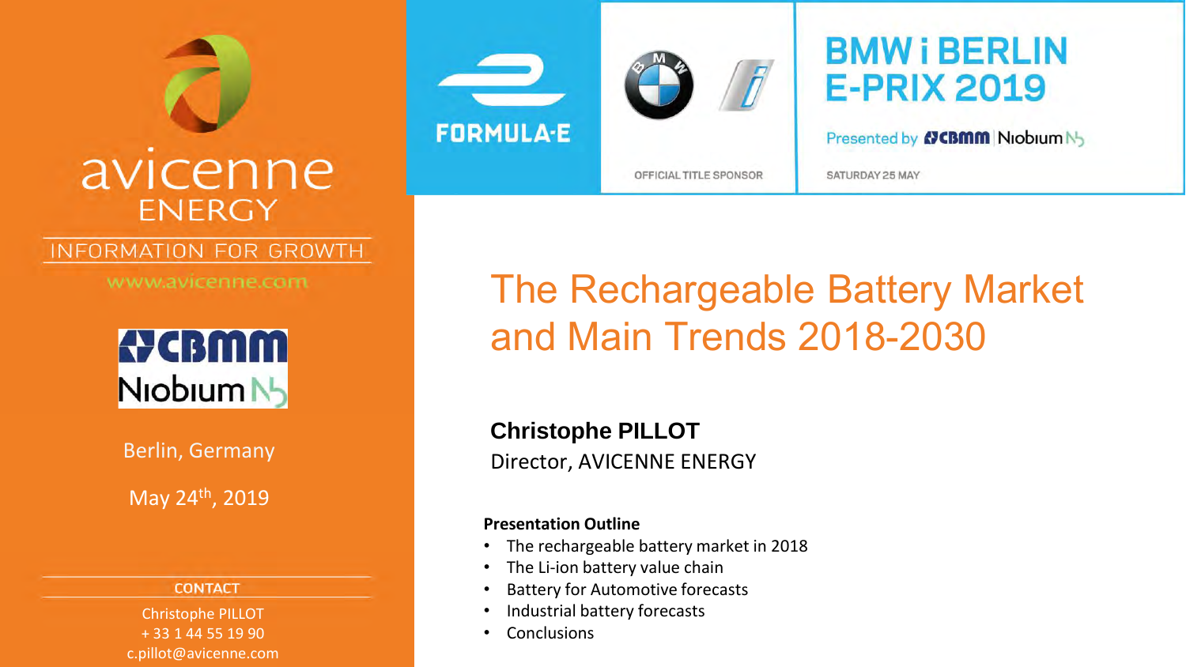avicenne ENERGY

INFORMATION FOR GROWTH

www.avicenne.com

CBMM Niobium

Berlin, Germany

May 24th, 2019

**CONTACT**

Christophe PILLOT
+ 33 1 44 55 19 90
c.pillot@avicenne.com

FORMULA-E

OFFICIAL TITLE SPONSOR

BMW i BERLIN E-PRIX 2019

Presented by CBMM Niobium

SATURDAY 25 MAY

# The Rechargeable Battery Market and Main Trends 2018-2030

**Christophe PILLOT**

Director, AVICENNE ENERGY

**Presentation Outline**

- The rechargeable battery market in 2018
- The Li-ion battery value chain
- Battery for Automotive forecasts
- Industrial battery forecasts
- Conclusions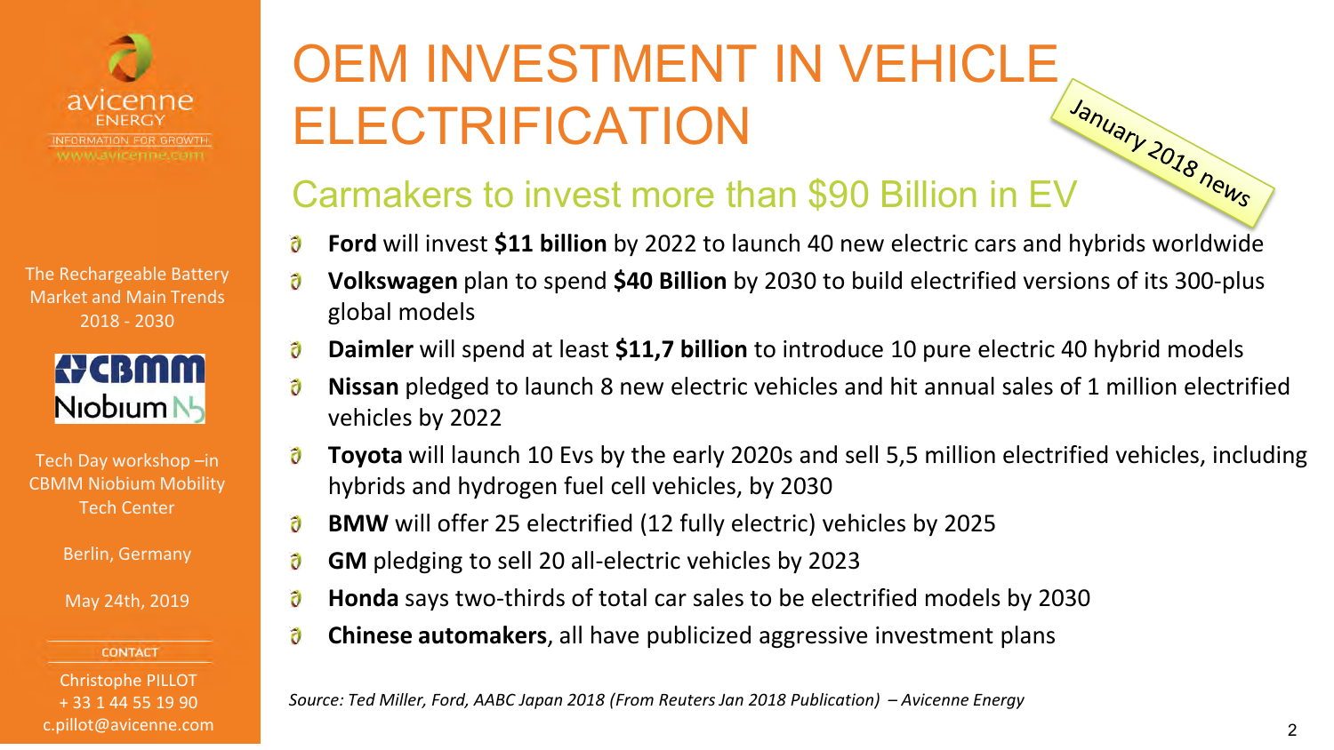# OEM INVESTMENT IN VEHICLE ELECTRIFICATION

January 2018 news

## Carmakers to invest more than $90 Billion in EV

- **Ford** will invest **$11 billion** by 2022 to launch 40 new electric cars and hybrids worldwide
- **Volkswagen** plan to spend **$40 Billion** by 2030 to build electrified versions of its 300-plus global models
- **Daimler** will spend at least **$11,7 billion** to introduce 10 pure electric 40 hybrid models
- **Nissan** pledged to launch 8 new electric vehicles and hit annual sales of 1 million electrified vehicles by 2022
- **Toyota** will launch 10 Evs by the early 2020s and sell 5,5 million electrified vehicles, including hybrids and hydrogen fuel cell vehicles, by 2030
- **BMW** will offer 25 electrified (12 fully electric) vehicles by 2025
- **GM** pledging to sell 20 all-electric vehicles by 2023
- **Honda** says two-thirds of total car sales to be electrified models by 2030
- **Chinese automakers**, all have publicized aggressive investment plans

*Source: Ted Miller, Ford, AABC Japan 2018 (From Reuters Jan 2018 Publication) – Avicenne Energy*

avicenne ENERGY
INFORMATION FOR GROWTH
www.avicenne.com

The Rechargeable Battery Market and Main Trends 2018 - 2030

CBMM Niobium

Tech Day workshop –in CBMM Niobium Mobility Tech Center

Berlin, Germany

May 24th, 2019

CONTACT

Christophe PILLOT
+ 33 1 44 55 19 90
c.pillot@avicenne.com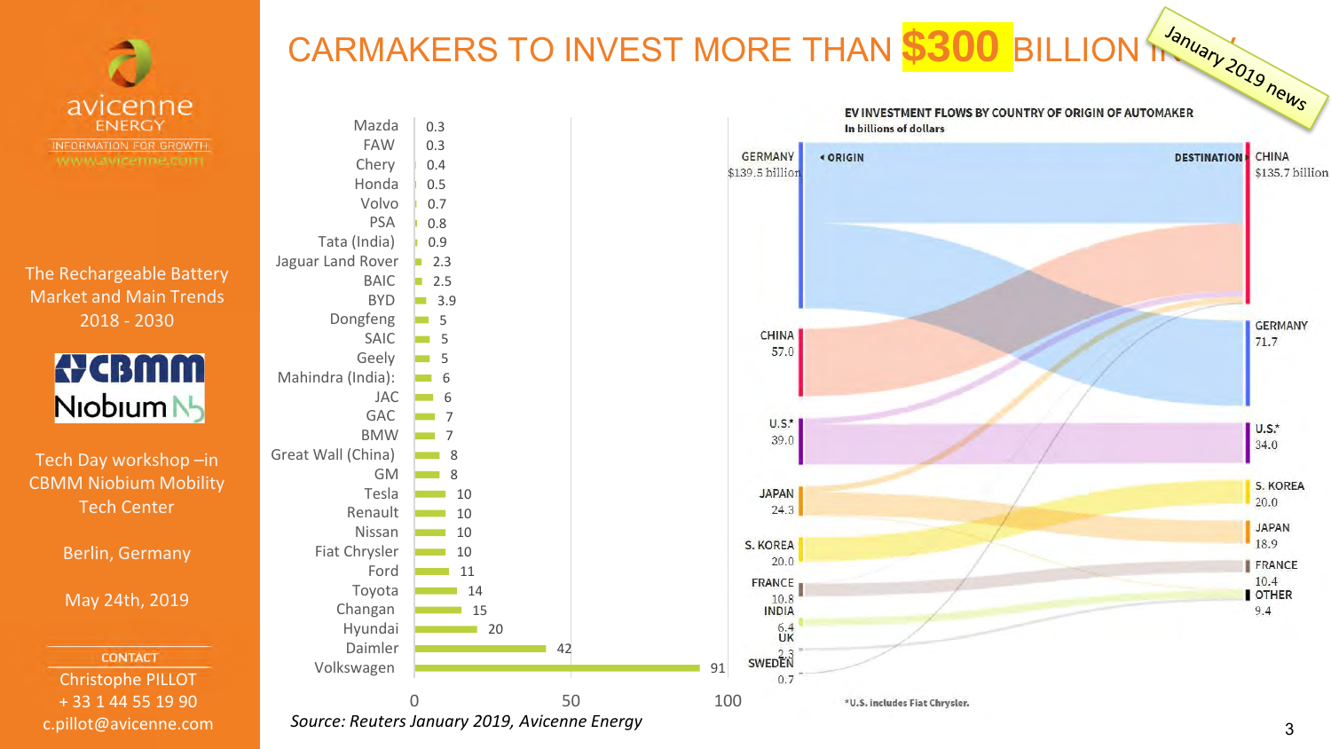# CARMAKERS TO INVEST MORE THAN $300 BILLION IN ...

*January 2019 news*

avicenne ENERGY
INFORMATION FOR GROWTH
www.avicenne.com

The Rechargeable Battery Market and Main Trends 2018 - 2030

CBMM Niobium

Tech Day workshop –in CBMM Niobium Mobility Tech Center

Berlin, Germany

May 24th, 2019

CONTACT
Christophe PILLOT
+ 33 1 44 55 19 90
c.pillot@avicenne.com

| Carmaker | Investment |
|---|---|
| Mazda | 0.3 |
| FAW | 0.3 |
| Chery | 0.4 |
| Honda | 0.5 |
| Volvo | 0.7 |
| PSA | 0.8 |
| Tata (India) | 0.9 |
| Jaguar Land Rover | 2.3 |
| BAIC | 2.5 |
| BYD | 3.9 |
| Dongfeng | 5 |
| SAIC | 5 |
| Geely | 5 |
| Mahindra (India): | 6 |
| JAC | 6 |
| GAC | 7 |
| BMW | 7 |
| Great Wall (China) | 8 |
| GM | 8 |
| Tesla | 10 |
| Renault | 10 |
| Nissan | 10 |
| Fiat Chrysler | 10 |
| Ford | 11 |
| Toyota | 14 |
| Changan | 15 |
| Hyundai | 20 |
| Daimler | 42 |
| Volkswagen | 91 |

*Source: Reuters January 2019, Avicenne Energy*

**EV INVESTMENT FLOWS BY COUNTRY OF ORIGIN OF AUTOMAKER**
In billions of dollars

| ORIGIN | | DESTINATION | |
|---|---|---|---|
| GERMANY | $139.5 billion | CHINA | $135.7 billion |
| CHINA | 57.0 | GERMANY | 71.7 |
| U.S.* | 39.0 | U.S.* | 34.0 |
| JAPAN | 24.3 | S. KOREA | 20.0 |
| S. KOREA | 20.0 | JAPAN | 18.9 |
| FRANCE | 10.8 | FRANCE | 10.4 |
| INDIA | 6.4 | OTHER | 9.4 |
| UK | 2.3 | | |
| SWEDEN | 0.7 | | |

*U.S. includes Fiat Chrysler.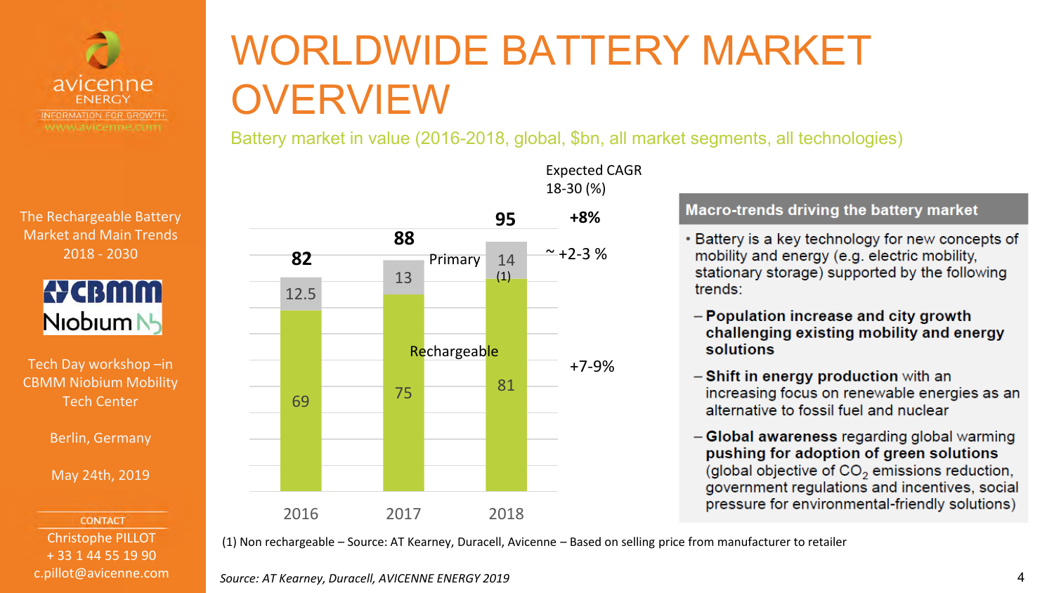# WORLDWIDE BATTERY MARKET OVERVIEW

Battery market in value (2016-2018, global, $bn, all market segments, all technologies)

| | 2016 | 2017 | 2018 | Expected CAGR 18-30 (%) |
|---|---|---|---|---|
| Total | 82 | 88 | 95 | +8% |
| Primary | 12.5 | 13 | 14 (1) | ~ +2-3 % |
| Rechargeable | 69 | 75 | 81 | +7-9% |

**Macro-trends driving the battery market**

- Battery is a key technology for new concepts of mobility and energy (e.g. electric mobility, stationary storage) supported by the following trends:
  - **Population increase and city growth challenging existing mobility and energy solutions**
  - **Shift in energy production** with an increasing focus on renewable energies as an alternative to fossil fuel and nuclear
  - **Global awareness** regarding global warming **pushing for adoption of green solutions** (global objective of $CO_2$ emissions reduction, government regulations and incentives, social pressure for environmental-friendly solutions)

(1) Non rechargeable – Source: AT Kearney, Duracell, Avicenne – Based on selling price from manufacturer to retailer

*Source: AT Kearney, Duracell, AVICENNE ENERGY 2019*

avicenne ENERGY – INFORMATION FOR GROWTH – www.avicenne.com

The Rechargeable Battery Market and Main Trends 2018 - 2030

CBMM Niobium

Tech Day workshop –in CBMM Niobium Mobility Tech Center

Berlin, Germany

May 24th, 2019

CONTACT
Christophe PILLOT
+ 33 1 44 55 19 90
c.pillot@avicenne.com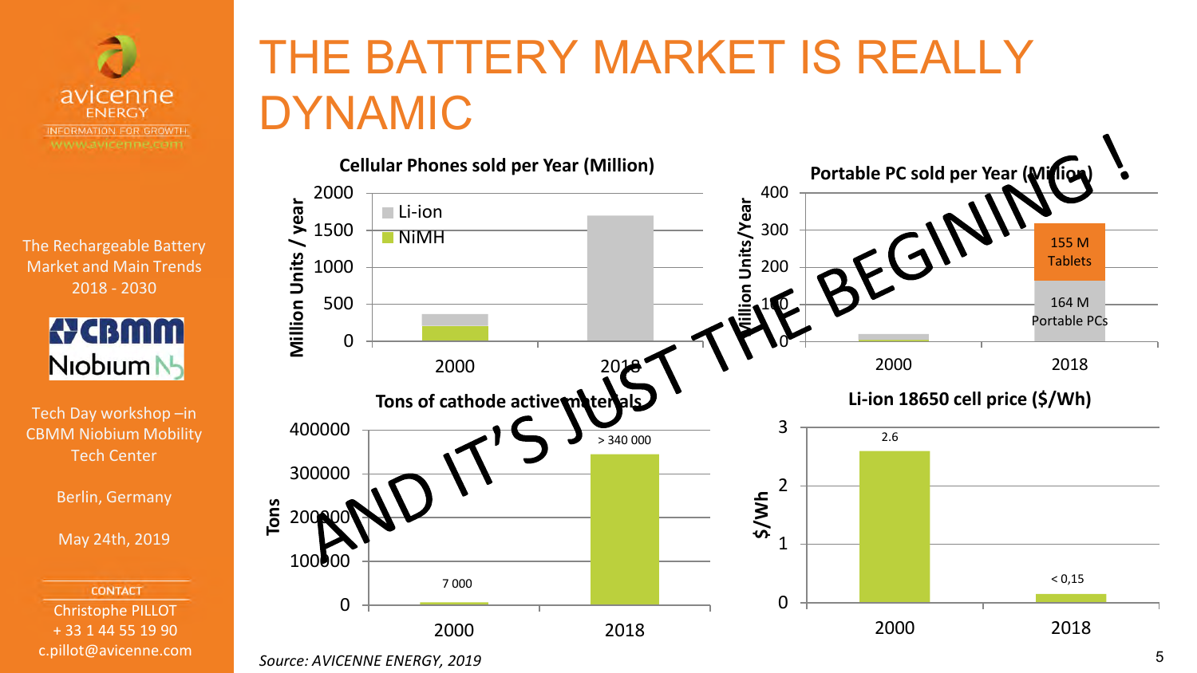# THE BATTERY MARKET IS REALLY DYNAMIC

The Rechargeable Battery Market and Main Trends 2018 - 2030

Tech Day workshop –in CBMM Niobium Mobility Tech Center

Berlin, Germany

May 24th, 2019

CONTACT
Christophe PILLOT
+ 33 1 44 55 19 90
c.pillot@avicenne.com

**Cellular Phones sold per Year (Million)**

Million Units / year

- Li-ion
- NiMH

2000, 2018

**Portable PC sold per Year (Million)**

Million Units/Year

2018: 155 M Tablets; 164 M Portable PCs

**Tons of cathode active materials**

Tons

| | 2000 | 2018 |
|---|---|---|
| Tons | 7 000 | > 340 000 |

**Li-ion 18650 cell price ($/Wh)**

$/Wh

| | 2000 | 2018 |
|---|---|---|
| $/Wh | 2.6 | < 0,15 |

AND IT'S JUST THE BEGINING !

*Source: AVICENNE ENERGY, 2019*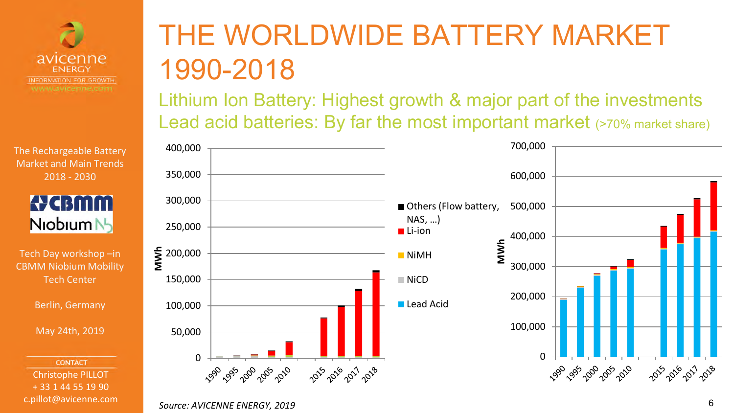avicenne ENERGY
INFORMATION FOR GROWTH
www.avicenne.com

The Rechargeable Battery Market and Main Trends 2018 - 2030

CBMM Niobium

Tech Day workshop –in CBMM Niobium Mobility Tech Center

Berlin, Germany

May 24th, 2019

CONTACT
Christophe PILLOT
+ 33 1 44 55 19 90
c.pillot@avicenne.com

# THE WORLDWIDE BATTERY MARKET 1990-2018

## Lithium Ion Battery: Highest growth & major part of the investments

## Lead acid batteries: By far the most important market (>70% market share)

Legend: Others (Flow battery, NAS, …); Li-ion; NiMH; NiCD; Lead Acid

Left chart — MWh (0 to 400,000); years: 1990, 1995, 2000, 2005, 2010, 2015, 2016, 2017, 2018

Right chart — MWh (0 to 700,000); years: 1990, 1995, 2000, 2005, 2010, 2015, 2016, 2017, 2018

*Source: AVICENNE ENERGY, 2019*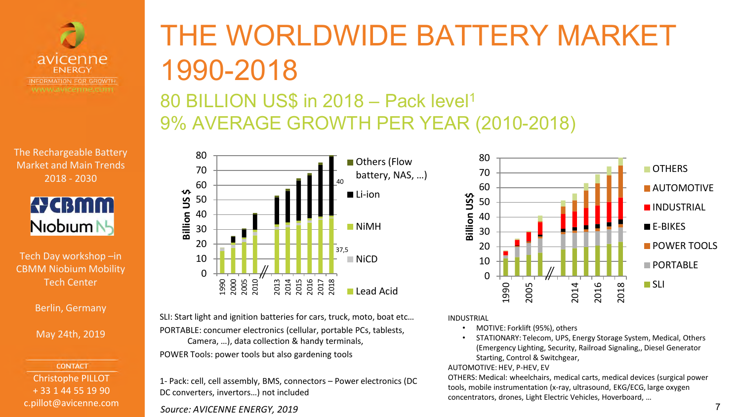# THE WORLDWIDE BATTERY MARKET 1990-2018

## 80 BILLION US$ in 2018 – Pack level[1]
## 9% AVERAGE GROWTH PER YEAR (2010-2018)

avicenne ENERGY
INFORMATION FOR GROWTH
www.avicenne.com

The Rechargeable Battery Market and Main Trends 2018 - 2030

CBMM Niobium

Tech Day workshop –in CBMM Niobium Mobility Tech Center

Berlin, Germany

May 24th, 2019

CONTACT
Christophe PILLOT
+ 33 1 44 55 19 90
c.pillot@avicenne.com

Chart 1 (Billion US $): 1990, 2000, 2005, 2010, 2013, 2014, 2015, 2016, 2017, 2018 — Others (Flow battery, NAS, …), Li-ion, NiMH, NiCD, Lead Acid. 2018: Lead Acid 37,5; Li-ion 40.

Chart 2 (Billion US$): 1990, 2005, 2014, 2016, 2018 — OTHERS, AUTOMOTIVE, INDUSTRIAL, E-BIKES, POWER TOOLS, PORTABLE, SLI.

SLI: Start light and ignition batteries for cars, truck, moto, boat etc…

PORTABLE: concumer electronics (cellular, portable PCs, tablests, Camera, …), data collection & handy terminals,

POWER Tools: power tools but also gardening tools

1- Pack: cell, cell assembly, BMS, connectors – Power electronics (DC DC converters, invertors…) not included

INDUSTRIAL
- MOTIVE: Forklift (95%), others
- STATIONARY: Telecom, UPS, Energy Storage System, Medical, Others (Emergency Lighting, Security, Railroad Signaling,, Diesel Generator Starting, Control & Switchgear,

AUTOMOTIVE: HEV, P-HEV, EV

OTHERS: Medical: wheelchairs, medical carts, medical devices (surgical power tools, mobile instrumentation (x-ray, ultrasound, EKG/ECG, large oxygen concentrators), drones, Light Electric Vehicles, Hoverboard, …

*Source: AVICENNE ENERGY, 2019*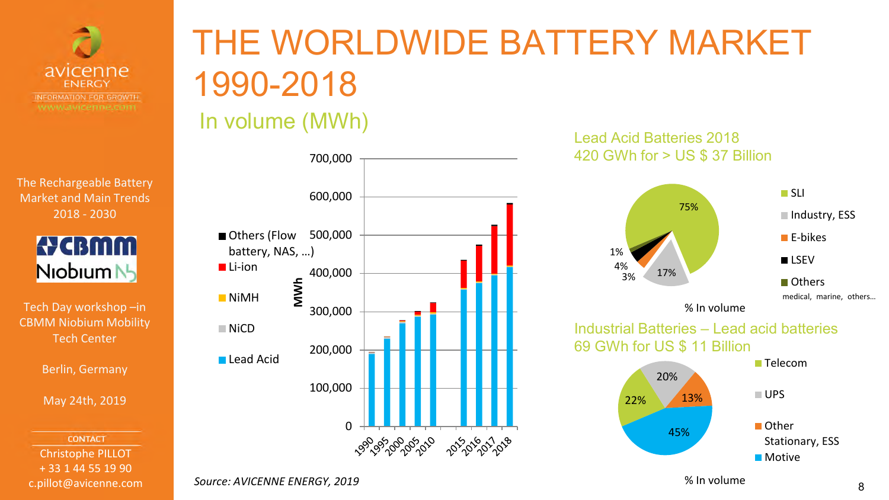# THE WORLDWIDE BATTERY MARKET 1990-2018

## In volume (MWh)

MWh

- Others (Flow battery, NAS, …)
- Li-ion
- NiMH
- NiCD
- Lead Acid

700,000
600,000
500,000
400,000
300,000
200,000
100,000
0

1990 1995 2000 2005 2010 2015 2016 2017 2018

### Lead Acid Batteries 2018
420 GWh for > US $ 37 Billion

- SLI: 75%
- Industry, ESS: 17%
- E-bikes: 3%
- LSEV: 4%
- Others (medical, marine, others…): 1%

% In volume

### Industrial Batteries – Lead acid batteries
69 GWh for US $ 11 Billion

- Telecom: 22%
- UPS: 20%
- Other Stationary, ESS: 13%
- Motive: 45%

% In volume

*Source: AVICENNE ENERGY, 2019*

avicenne ENERGY
INFORMATION FOR GROWTH
www.avicenne.com

The Rechargeable Battery Market and Main Trends 2018 - 2030

CBMM Niobium

Tech Day workshop –in CBMM Niobium Mobility Tech Center

Berlin, Germany

May 24th, 2019

CONTACT
Christophe PILLOT
+ 33 1 44 55 19 90
c.pillot@avicenne.com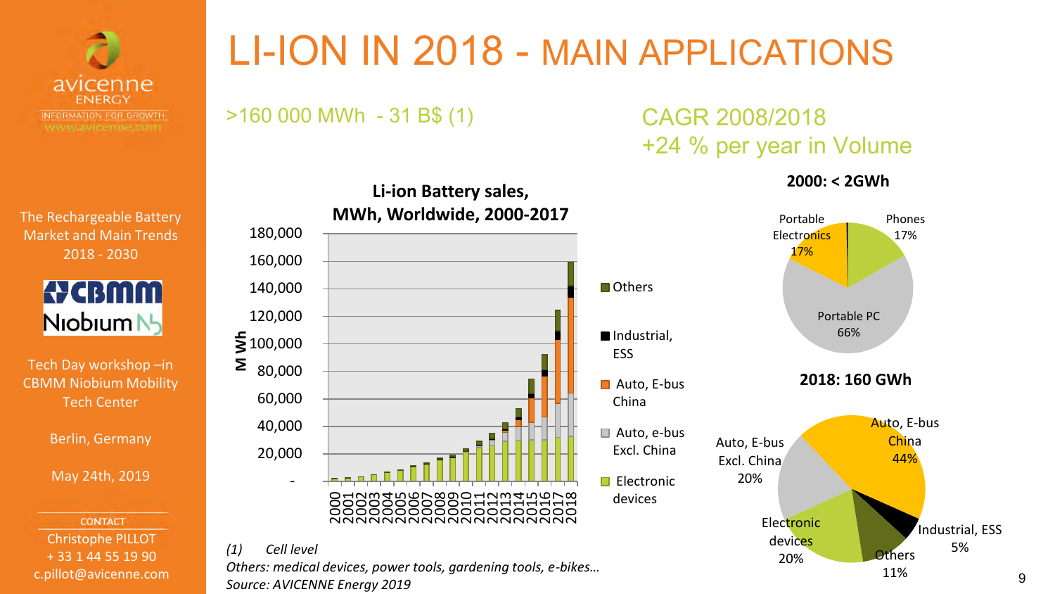# LI-ION IN 2018 - MAIN APPLICATIONS

>160 000 MWh - 31 B$ (1)

CAGR 2008/2018
+24 % per year in Volume

**Li-ion Battery sales, MWh, Worldwide, 2000-2017**

Legend: Others; Industrial, ESS; Auto, E-bus China; Auto, e-bus Excl. China; Electronic devices

**2000: < 2GWh**

- Phones 17%
- Portable PC 66%
- Portable Electronics 17%

**2018: 160 GWh**

- Auto, E-bus China 44%
- Industrial, ESS 5%
- Others 11%
- Electronic devices 20%
- Auto, E-bus Excl. China 20%

*(1) Cell level*
*Others: medical devices, power tools, gardening tools, e-bikes…*
*Source: AVICENNE Energy 2019*

The Rechargeable Battery Market and Main Trends 2018 - 2030

Tech Day workshop –in CBMM Niobium Mobility Tech Center

Berlin, Germany

May 24th, 2019

CONTACT
Christophe PILLOT
+ 33 1 44 55 19 90
c.pillot@avicenne.com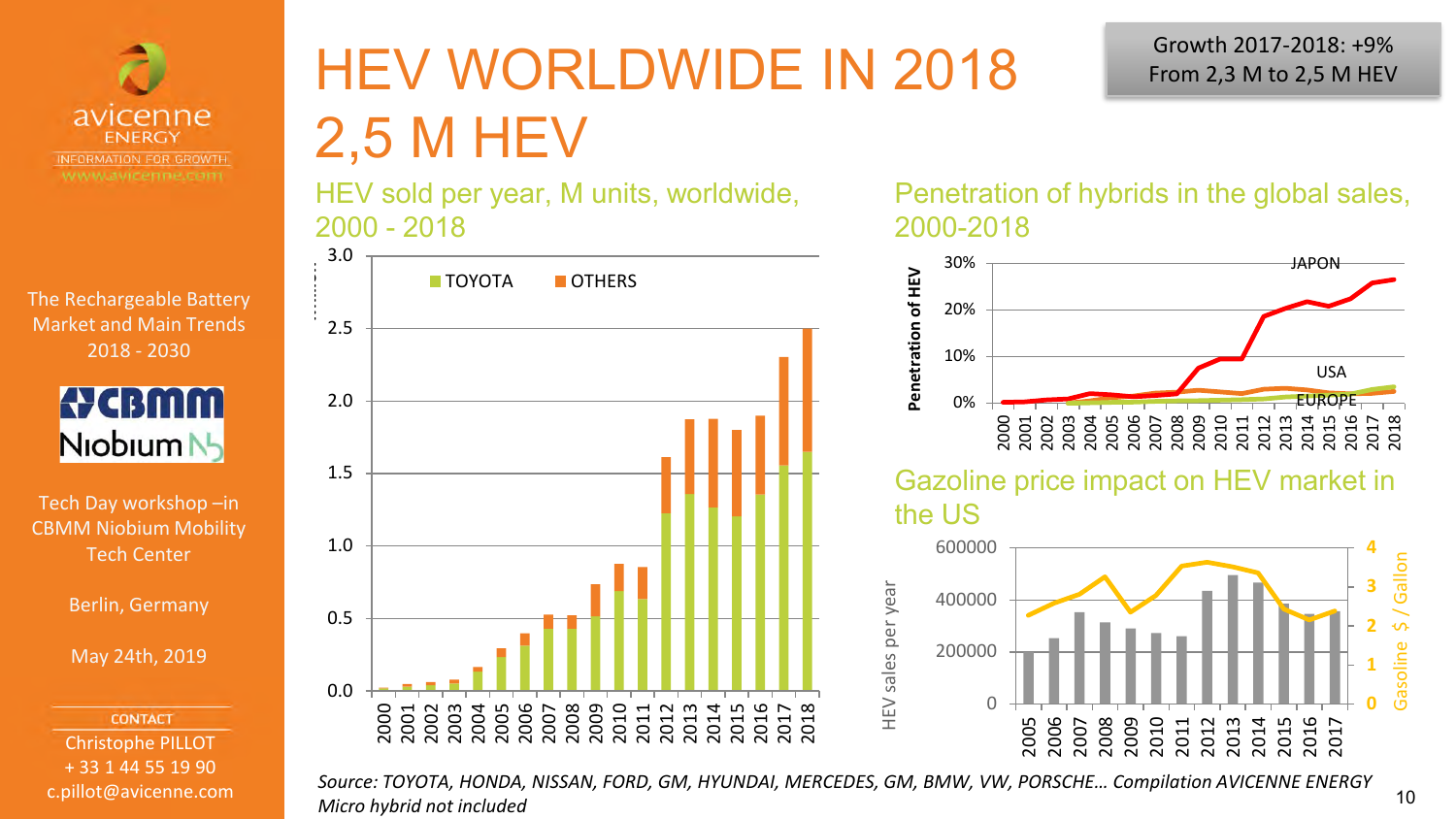# HEV WORLDWIDE IN 2018
# 2,5 M HEV

Growth 2017-2018: +9%
From 2,3 M to 2,5 M HEV

The Rechargeable Battery Market and Main Trends 2018 - 2030

Tech Day workshop –in CBMM Niobium Mobility Tech Center

Berlin, Germany

May 24th, 2019

CONTACT
Christophe PILLOT
+ 33 1 44 55 19 90
c.pillot@avicenne.com

## HEV sold per year, M units, worldwide, 2000 - 2018

## Penetration of hybrids in the global sales, 2000-2018

## Gazoline price impact on HEV market in the US

*Source: TOYOTA, HONDA, NISSAN, FORD, GM, HYUNDAI, MERCEDES, GM, BMW, VW, PORSCHE… Compilation AVICENNE ENERGY*
*Micro hybrid not included*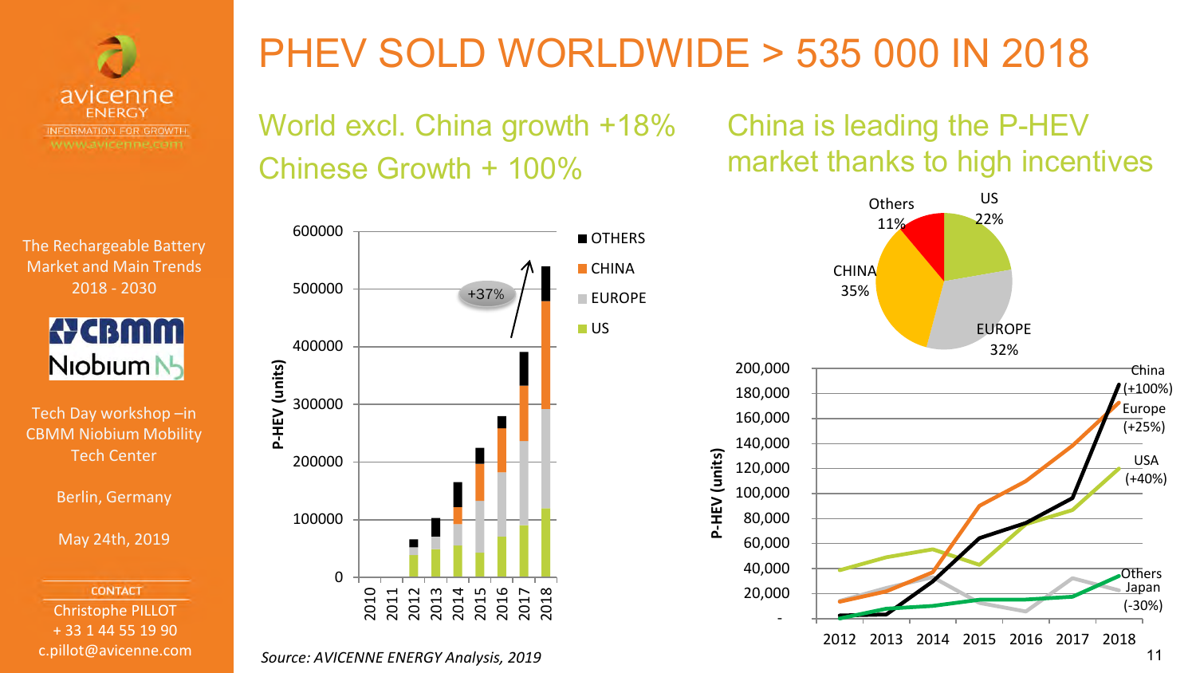# PHEV SOLD WORLDWIDE > 535 000 IN 2018

avicenne ENERGY
INFORMATION FOR GROWTH
www.avicenne.com

The Rechargeable Battery Market and Main Trends 2018 - 2030

CBMM Niobium

Tech Day workshop –in CBMM Niobium Mobility Tech Center

Berlin, Germany

May 24th, 2019

CONTACT
Christophe PILLOT
+ 33 1 44 55 19 90
c.pillot@avicenne.com

## World excl. China growth +18%
## Chinese Growth + 100%

Legend: OTHERS, CHINA, EUROPE, US

P-HEV (units): 0, 100000, 200000, 300000, 400000, 500000, 600000

Years: 2010, 2011, 2012, 2013, 2014, 2015, 2016, 2017, 2018

+37%

## China is leading the P-HEV market thanks to high incentives

| Region | Share |
|---|---|
| US | 22% |
| EUROPE | 32% |
| CHINA | 35% |
| Others | 11% |

P-HEV (units): -, 20,000, 40,000, 60,000, 80,000, 100,000, 120,000, 140,000, 160,000, 180,000, 200,000

Years: 2012, 2013, 2014, 2015, 2016, 2017, 2018

- China (+100%)
- Europe (+25%)
- USA (+40%)
- Others
- Japan (-30%)

*Source: AVICENNE ENERGY Analysis, 2019*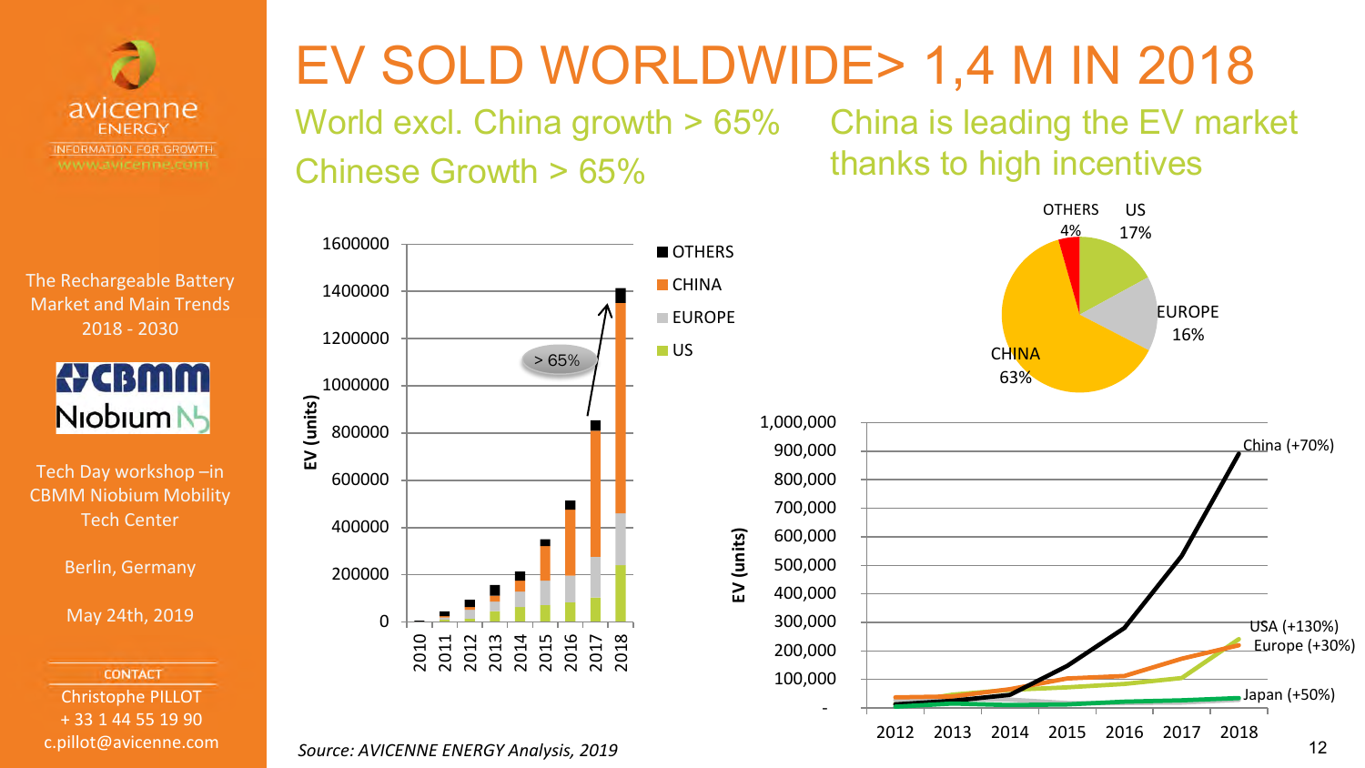# EV SOLD WORLDWIDE> 1,4 M IN 2018

World excl. China growth > 65%

Chinese Growth > 65%

China is leading the EV market thanks to high incentives

avicenne ENERGY
INFORMATION FOR GROWTH
www.avicenne.com

The Rechargeable Battery Market and Main Trends 2018 - 2030

CBMM Niobium

Tech Day workshop –in CBMM Niobium Mobility Tech Center

Berlin, Germany

May 24th, 2019

CONTACT
Christophe PILLOT
+ 33 1 44 55 19 90
c.pillot@avicenne.com

EV (units): OTHERS, CHINA, EUROPE, US — 2010–2018; > 65%

OTHERS 4%, US 17%, EUROPE 16%, CHINA 63%

EV (units): China (+70%), USA (+130%), Europe (+30%), Japan (+50%) — 2012–2018

*Source: AVICENNE ENERGY Analysis, 2019*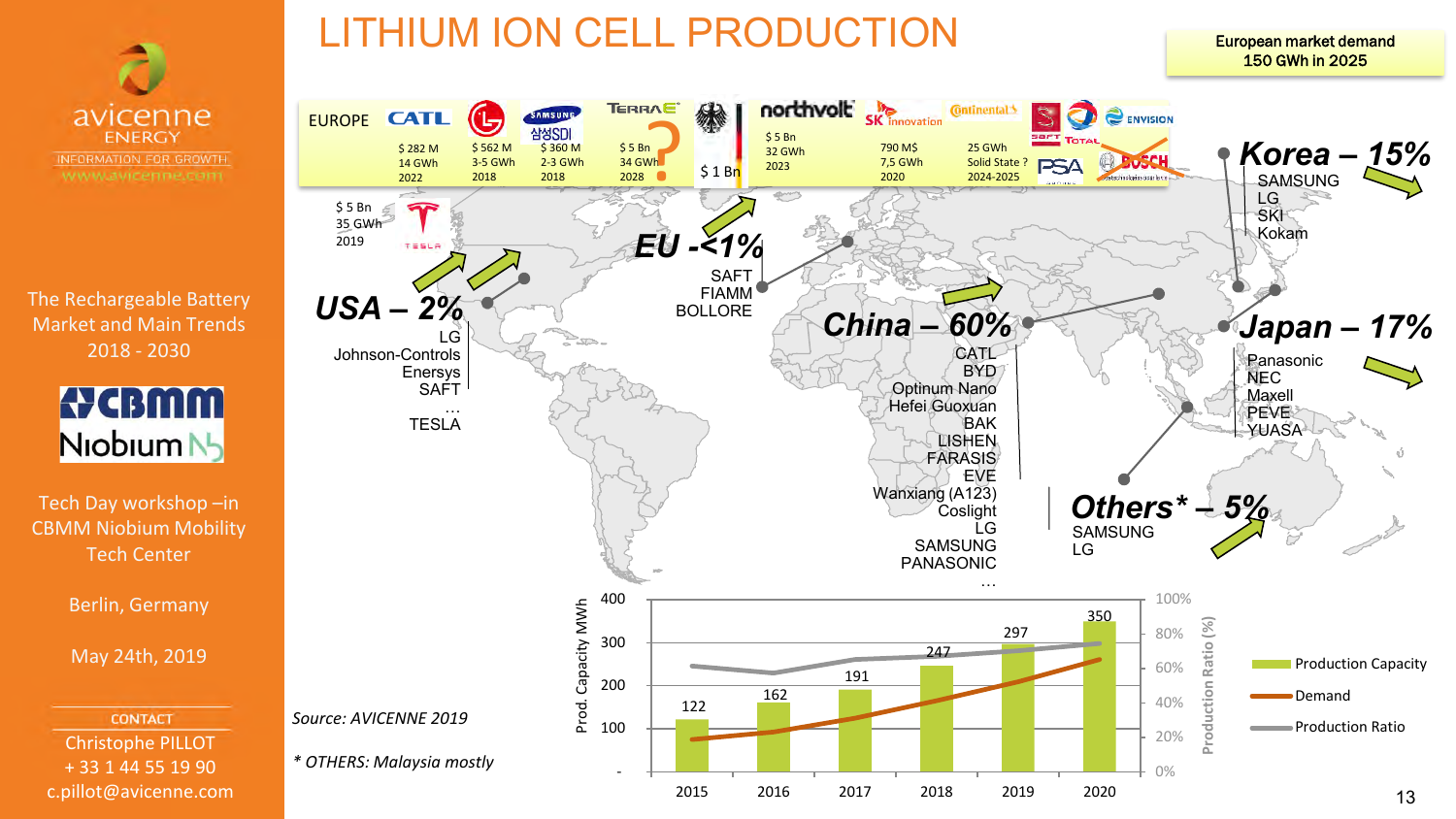# LITHIUM ION CELL PRODUCTION

European market demand 150 GWh in 2025

avicenne ENERGY
INFORMATION FOR GROWTH
www.avicenne.com

The Rechargeable Battery Market and Main Trends 2018 - 2030

CBMM Niobium

Tech Day workshop –in CBMM Niobium Mobility Tech Center

Berlin, Germany

May 24th, 2019

CONTACT
Christophe PILLOT
+ 33 1 44 55 19 90
c.pillot@avicenne.com

**EUROPE**

| Company | Investment | Capacity | Year |
|---|---|---|---|
| CATL | $ 282 M | 14 GWh | 2022 |
| LG | $ 562 M | 3-5 GWh | 2018 |
| SAMSUNG SDI | $ 360 M | 2-3 GWh | 2018 |
| TERRA E | $ 5 Bn | 34 GWh | 2028 |
| Germany | $ 1 Bn | | |
| northvolt | $ 5 Bn | 32 GWh | 2023 |
| SK innovation | 790 M$ | 7,5 GWh | 2020 |
| Continental | | 25 GWh Solid State ? | 2024-2025 |
| SAFT, TOTAL, PSA, ENVISION, BOSCH | | | |

TESLA: $ 5 Bn, 35 GWh, 2019

**USA – 2%**
LG
Johnson-Controls
Enersys
SAFT
…
TESLA

**EU -<1%**
SAFT
FIAMM
BOLLORE

**China – 60%**
CATL
BYD
Optinum Nano
Hefei Guoxuan
BAK
LISHEN
FARASIS
EVE
Wanxiang (A123)
Coslight
LG
SAMSUNG
PANASONIC
…

**Korea – 15%**
SAMSUNG
LG
SKI
Kokam

**Japan – 17%**
Panasonic
NEC
Maxell
PEVE
YUASA

**Others* – 5%**
SAMSUNG
LG

| | 2015 | 2016 | 2017 | 2018 | 2019 | 2020 |
|---|---|---|---|---|---|---|
| Production Capacity (MWh) | 122 | 162 | 191 | 247 | 297 | 350 |

Legend: Production Capacity, Demand, Production Ratio (%)

*Source: AVICENNE 2019*

** OTHERS: Malaysia mostly*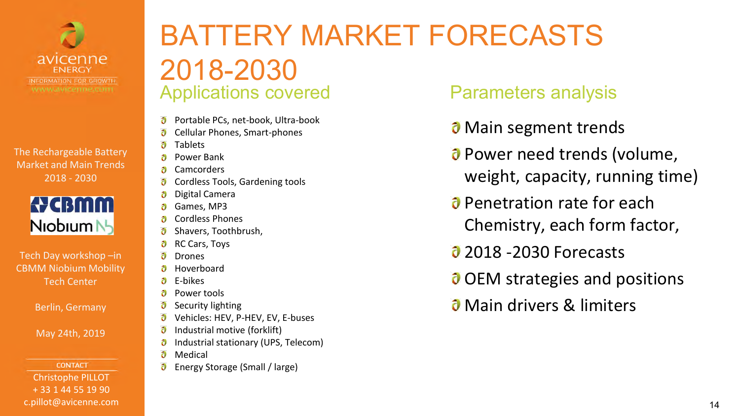# BATTERY MARKET FORECASTS 2018-2030

## Applications covered

- Portable PCs, net-book, Ultra-book
- Cellular Phones, Smart-phones
- Tablets
- Power Bank
- Camcorders
- Cordless Tools, Gardening tools
- Digital Camera
- Games, MP3
- Cordless Phones
- Shavers, Toothbrush,
- RC Cars, Toys
- Drones
- Hoverboard
- E-bikes
- Power tools
- Security lighting
- Vehicles: HEV, P-HEV, EV, E-buses
- Industrial motive (forklift)
- Industrial stationary (UPS, Telecom)
- Medical
- Energy Storage (Small / large)

## Parameters analysis

- Main segment trends
- Power need trends (volume, weight, capacity, running time)
- Penetration rate for each Chemistry, each form factor,
- 2018 -2030 Forecasts
- OEM strategies and positions
- Main drivers & limiters

avicenne ENERGY
INFORMATION FOR GROWTH
www.avicenne.com

The Rechargeable Battery Market and Main Trends 2018 - 2030

CBMM Niobium

Tech Day workshop –in CBMM Niobium Mobility Tech Center

Berlin, Germany

May 24th, 2019

CONTACT
Christophe PILLOT
+ 33 1 44 55 19 90
c.pillot@avicenne.com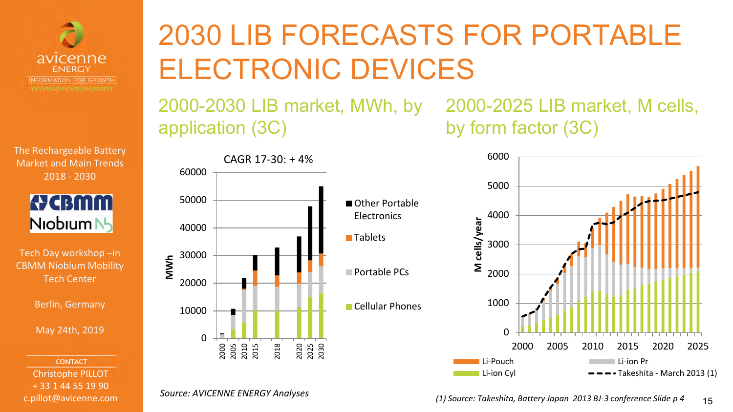# 2030 LIB FORECASTS FOR PORTABLE ELECTRONIC DEVICES

The Rechargeable Battery Market and Main Trends 2018 - 2030

Tech Day workshop –in CBMM Niobium Mobility Tech Center

Berlin, Germany

May 24th, 2019

CONTACT
Christophe PILLOT
+ 33 1 44 55 19 90
c.pillot@avicenne.com

## 2000-2030 LIB market, MWh, by application (3C)

CAGR 17-30: + 4%

Legend: Other Portable Electronics; Tablets; Portable PCs; Cellular Phones

*Source: AVICENNE ENERGY Analyses*

## 2000-2025 LIB market, M cells, by form factor (3C)

Legend: Li-Pouch; Li-ion Pr; Li-ion Cyl; Takeshita - March 2013 (1)

*(1) Source: Takeshita, Battery Japan 2013 BJ-3 conference Slide p 4*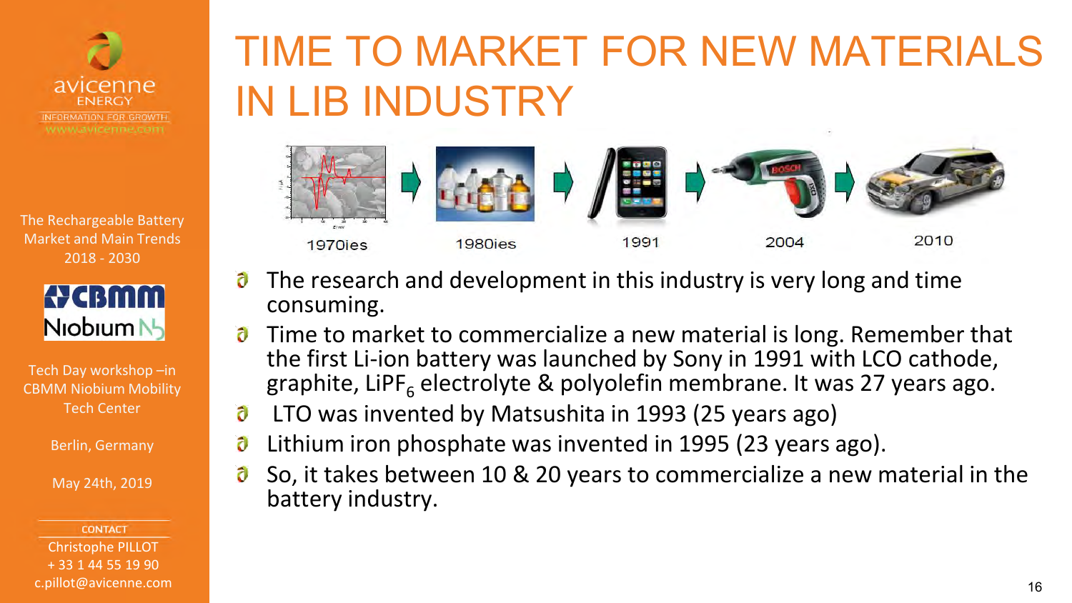# TIME TO MARKET FOR NEW MATERIALS IN LIB INDUSTRY

1970ies → 1980ies → 1991 → 2004 → 2010

- The research and development in this industry is very long and time consuming.
- Time to market to commercialize a new material is long. Remember that the first Li-ion battery was launched by Sony in 1991 with LCO cathode, graphite, $LiPF_6$ electrolyte & polyolefin membrane. It was 27 years ago.
- LTO was invented by Matsushita in 1993 (25 years ago)
- Lithium iron phosphate was invented in 1995 (23 years ago).
- So, it takes between 10 & 20 years to commercialize a new material in the battery industry.

avicenne ENERGY
INFORMATION FOR GROWTH
www.avicenne.com

The Rechargeable Battery Market and Main Trends 2018 - 2030

CBMM Niobium

Tech Day workshop –in CBMM Niobium Mobility Tech Center

Berlin, Germany

May 24th, 2019

CONTACT
Christophe PILLOT
+ 33 1 44 55 19 90
c.pillot@avicenne.com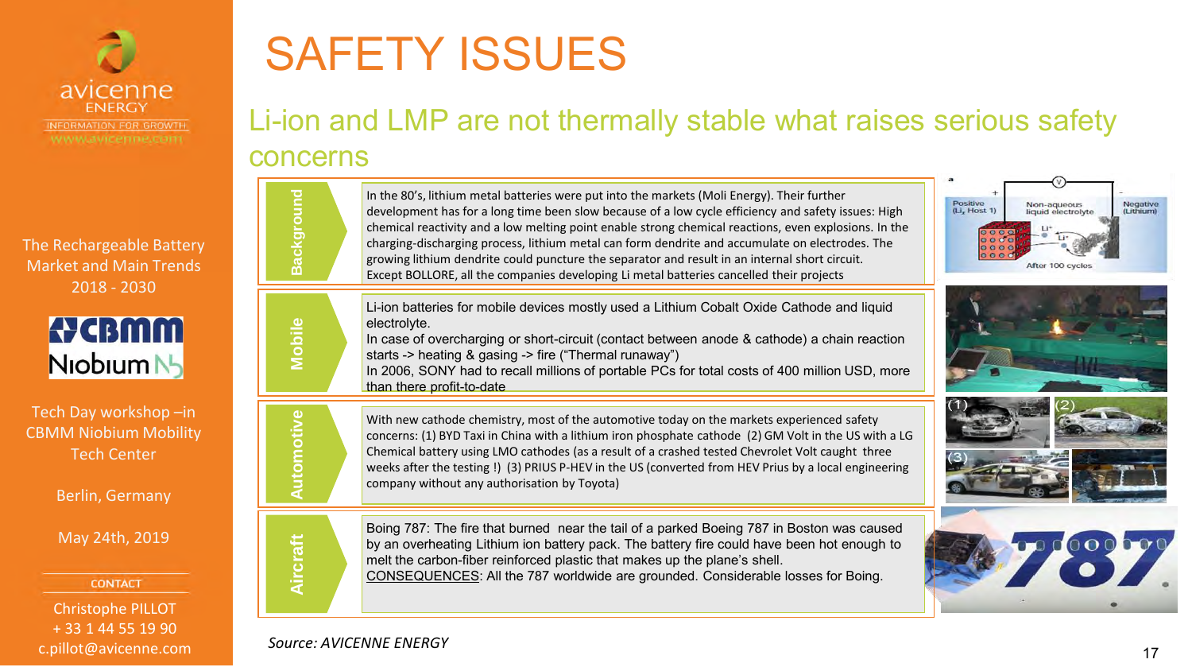# SAFETY ISSUES

## Li-ion and LMP are not thermally stable what raises serious safety concerns

**Background**

In the 80's, lithium metal batteries were put into the markets (Moli Energy). Their further development has for a long time been slow because of a low cycle efficiency and safety issues: High chemical reactivity and a low melting point enable strong chemical reactions, even explosions. In the charging-discharging process, lithium metal can form dendrite and accumulate on electrodes. The growing lithium dendrite could puncture the separator and result in an internal short circuit. Except BOLLORE, all the companies developing Li metal batteries cancelled their projects

**Mobile**

Li-ion batteries for mobile devices mostly used a Lithium Cobalt Oxide Cathode and liquid electrolyte.
In case of overcharging or short-circuit (contact between anode & cathode) a chain reaction starts -> heating & gasing -> fire ("Thermal runaway")
In 2006, SONY had to recall millions of portable PCs for total costs of 400 million USD, more than there profit-to-date

**Automotive**

With new cathode chemistry, most of the automotive today on the markets experienced safety concerns: (1) BYD Taxi in China with a lithium iron phosphate cathode (2) GM Volt in the US with a LG Chemical battery using LMO cathodes (as a result of a crashed tested Chevrolet Volt caught three weeks after the testing !) (3) PRIUS P-HEV in the US (converted from HEV Prius by a local engineering company without any authorisation by Toyota)

**Aircraft**

Boing 787: The fire that burned near the tail of a parked Boeing 787 in Boston was caused by an overheating Lithium ion battery pack. The battery fire could have been hot enough to melt the carbon-fiber reinforced plastic that makes up the plane's shell.
CONSEQUENCES: All the 787 worldwide are grounded. Considerable losses for Boing.

*Source: AVICENNE ENERGY*

avicenne ENERGY – INFORMATION FOR GROWTH – www.avicenne.com

The Rechargeable Battery Market and Main Trends 2018 - 2030

CBMM Niobium

Tech Day workshop –in CBMM Niobium Mobility Tech Center

Berlin, Germany

May 24th, 2019

CONTACT

Christophe PILLOT
+ 33 1 44 55 19 90
c.pillot@avicenne.com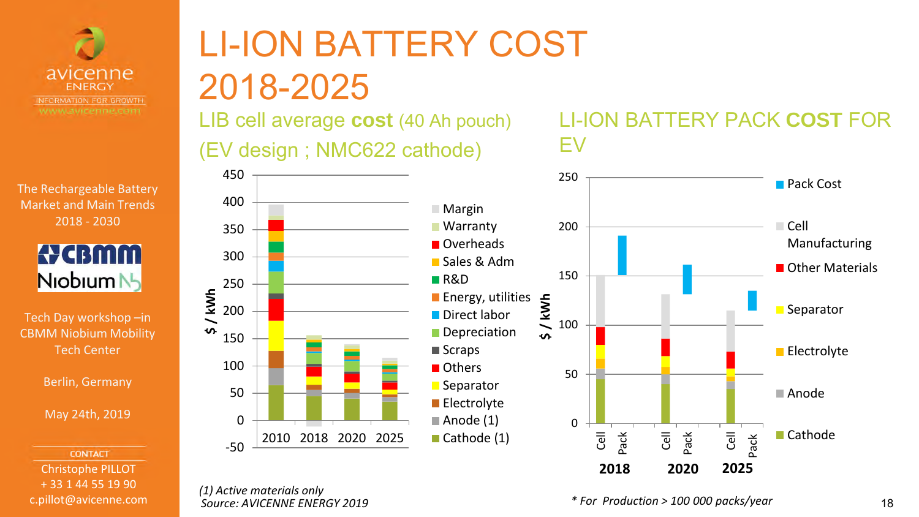# LI-ION BATTERY COST 2018-2025

The Rechargeable Battery Market and Main Trends 2018 - 2030

Tech Day workshop –in CBMM Niobium Mobility Tech Center

Berlin, Germany

May 24th, 2019

CONTACT
Christophe PILLOT
+ 33 1 44 55 19 90
c.pillot@avicenne.com

## LIB cell average **cost** (40 Ah pouch) (EV design ; NMC622 cathode)

$ / kWh (axis: -50 to 450)

Years: 2010, 2018, 2020, 2025

Legend: Margin, Warranty, Overheads, Sales & Adm, R&D, Energy, utilities, Direct labor, Depreciation, Scraps, Others, Separator, Electrolyte, Anode (1), Cathode (1)

*(1) Active materials only*
*Source: AVICENNE ENERGY 2019*

## LI-ION BATTERY PACK **COST** FOR EV

$ / kWh (axis: 0 to 250)

Cell / Pack: 2018, 2020, 2025

Legend: Pack Cost, Cell Manufacturing, Other Materials, Separator, Electrolyte, Anode, Cathode

*\* For Production > 100 000 packs/year*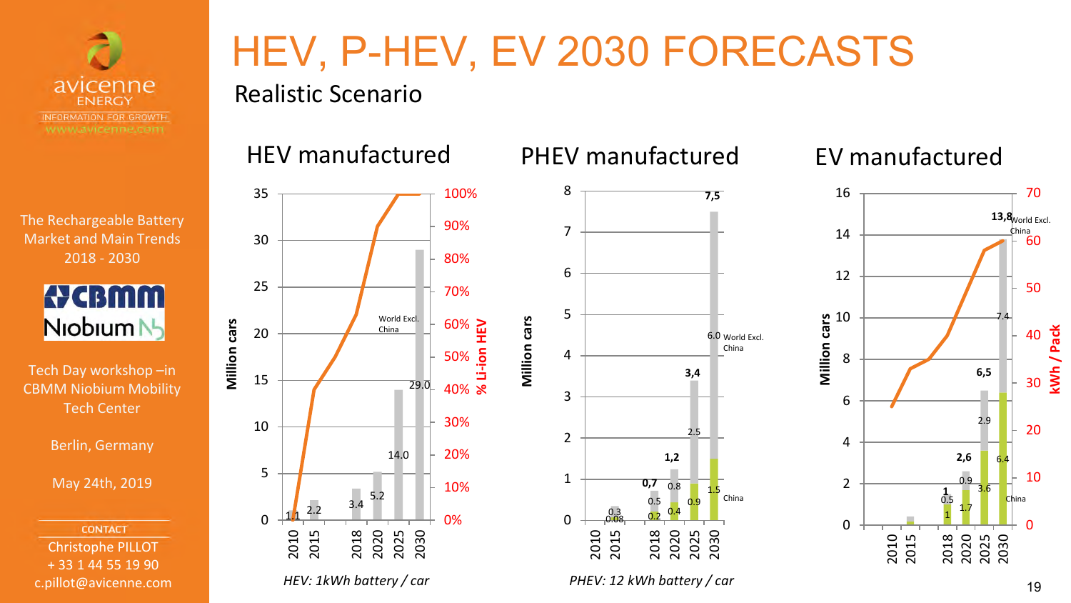# HEV, P-HEV, EV 2030 FORECASTS

Realistic Scenario

avicenne ENERGY
INFORMATION FOR GROWTH
www.avicenne.com

The Rechargeable Battery Market and Main Trends 2018 - 2030

CBMM Niobium

Tech Day workshop –in CBMM Niobium Mobility Tech Center

Berlin, Germany

May 24th, 2019

CONTACT
Christophe PILLOT
+ 33 1 44 55 19 90
c.pillot@avicenne.com

## HEV manufactured

| Year | Million cars (World Excl. China) |
| --- | --- |
| 2010 | 1.1 |
| 2015 | 2.2 |
| 2018 | 3.4 |
| 2020 | 5.2 |
| 2025 | 14.0 |
| 2030 | 29.0 |

Left axis: Million cars (0–35). Right axis: % Li-ion HEV (0%–100%).

*HEV: 1kWh battery / car*

## PHEV manufactured

| Year | Total (Million cars) | World Excl. China | China |
| --- | --- | --- | --- |
| 2015 | | 0.3 | 0.08 |
| 2018 | 0,7 | 0.5 | 0.2 |
| 2020 | 1,2 | 0.8 | 0.4 |
| 2025 | 3,4 | 2.5 | 0.9 |
| 2030 | 7,5 | 6.0 | 1.5 |

Axis: Million cars (0–8).

*PHEV: 12 kWh battery / car*

## EV manufactured

| Year | Total (Million cars) | World Excl. China | China |
| --- | --- | --- | --- |
| 2018 | 1 | 0.5 | 1 |
| 2020 | 2,6 | 0.9 | 1.7 |
| 2025 | 6,5 | 2.9 | 3.6 |
| 2030 | 13,8 | 7.4 | 6.4 |

Left axis: Million cars (0–16). Right axis: kWh / Pack (0–70).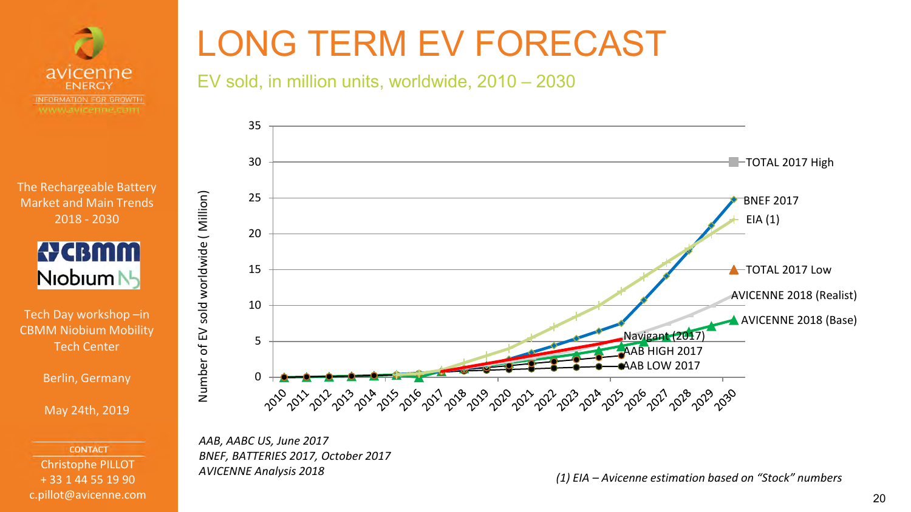# LONG TERM EV FORECAST

EV sold, in million units, worldwide, 2010 – 2030

avicenne ENERGY
INFORMATION FOR GROWTH
www.avicenne.com

The Rechargeable Battery Market and Main Trends 2018 - 2030

CBMM Niobium

Tech Day workshop –in CBMM Niobium Mobility Tech Center

Berlin, Germany

May 24th, 2019

CONTACT
Christophe PILLOT
+ 33 1 44 55 19 90
c.pillot@avicenne.com

Number of EV sold worldwide ( Million)

Legend: TOTAL 2017 High; BNEF 2017; EIA (1); TOTAL 2017 Low; AVICENNE 2018 (Realist); AVICENNE 2018 (Base); Navigant (2017); AAB HIGH 2017; AAB LOW 2017

*AAB, AABC US, June 2017*
*BNEF, BATTERIES 2017, October 2017*
*AVICENNE Analysis 2018*

*(1) EIA – Avicenne estimation based on "Stock" numbers*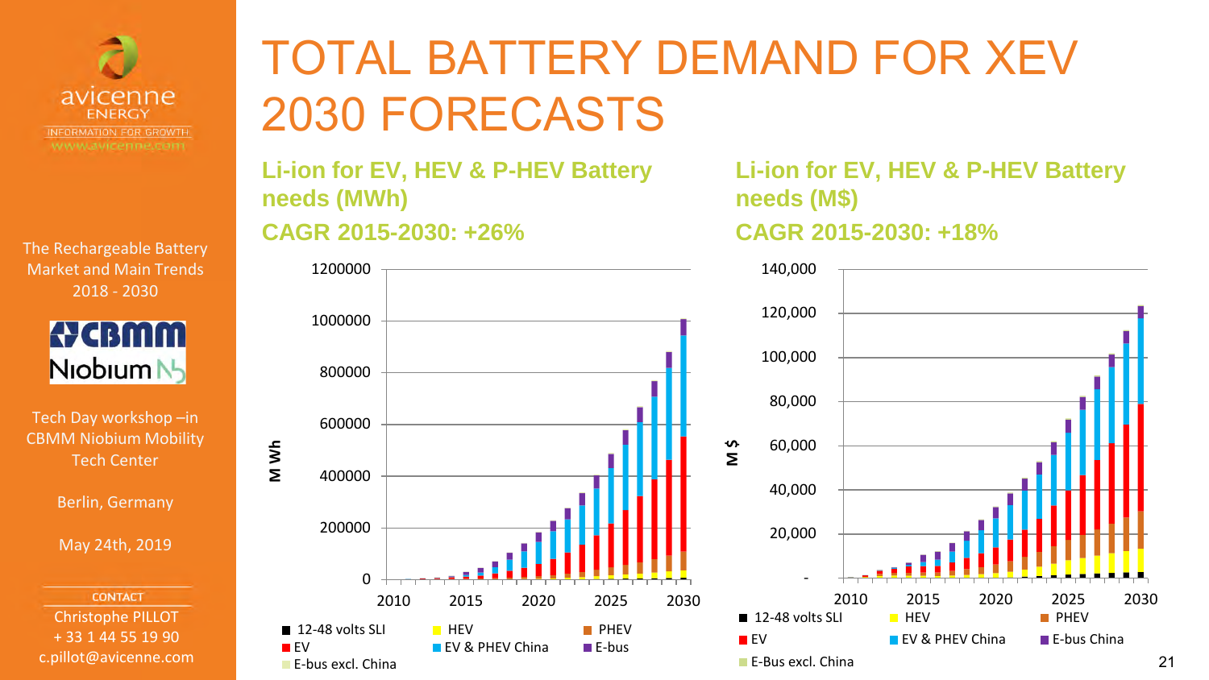# TOTAL BATTERY DEMAND FOR XEV 2030 FORECASTS

avicenne ENERGY
INFORMATION FOR GROWTH
www.avicenne.com

The Rechargeable Battery Market and Main Trends 2018 - 2030

CBMM Niobium

Tech Day workshop –in CBMM Niobium Mobility Tech Center

Berlin, Germany

May 24th, 2019

CONTACT
Christophe PILLOT
+ 33 1 44 55 19 90
c.pillot@avicenne.com

## Li-ion for EV, HEV & P-HEV Battery needs (MWh)

**CAGR 2015-2030: +26%**

Y-axis: M Wh (0 – 1200000); X-axis: 2010 – 2030

Legend: 12-48 volts SLI, HEV, PHEV, EV, EV & PHEV China, E-bus, E-bus excl. China

## Li-ion for EV, HEV & P-HEV Battery needs (M$)

**CAGR 2015-2030: +18%**

Y-axis: M $ (- – 140,000); X-axis: 2010 – 2030

Legend: 12-48 volts SLI, HEV, PHEV, EV, EV & PHEV China, E-bus China, E-Bus excl. China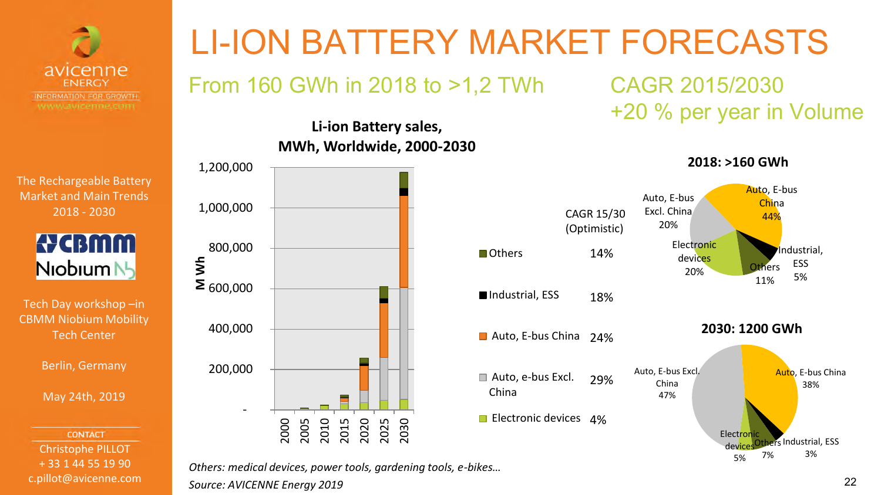# LI-ION BATTERY MARKET FORECASTS

## From 160 GWh in 2018 to >1,2 TWh

## CAGR 2015/2030 +20 % per year in Volume

avicenne ENERGY
INFORMATION FOR GROWTH
www.avicenne.com

The Rechargeable Battery Market and Main Trends 2018 - 2030

CBMM Niobium

Tech Day workshop –in CBMM Niobium Mobility Tech Center

Berlin, Germany

May 24th, 2019

CONTACT
Christophe PILLOT
+ 33 1 44 55 19 90
c.pillot@avicenne.com

**Li-ion Battery sales, MWh, Worldwide, 2000-2030**

| Segment | CAGR 15/30 (Optimistic) |
|---|---|
| Others | 14% |
| Industrial, ESS | 18% |
| Auto, E-bus China | 24% |
| Auto, e-bus Excl. China | 29% |
| Electronic devices | 4% |

**2018: >160 GWh**

| Segment | Share |
|---|---|
| Auto, E-bus China | 44% |
| Auto, E-bus Excl. China | 20% |
| Electronic devices | 20% |
| Others | 11% |
| Industrial, ESS | 5% |

**2030: 1200 GWh**

| Segment | Share |
|---|---|
| Auto, E-bus Excl. China | 47% |
| Auto, E-bus China | 38% |
| Electronic devices | 5% |
| Others | 7% |
| Industrial, ESS | 3% |

*Others: medical devices, power tools, gardening tools, e-bikes…*

*Source: AVICENNE Energy 2019*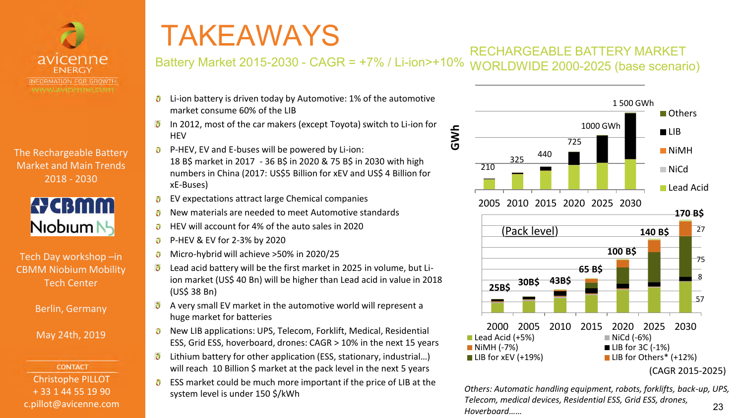avicenne ENERGY
INFORMATION FOR GROWTH
www.avicenne.com

The Rechargeable Battery Market and Main Trends 2018 - 2030

CBMM Niobium

Tech Day workshop –in CBMM Niobium Mobility Tech Center

Berlin, Germany

May 24th, 2019

CONTACT
Christophe PILLOT
+ 33 1 44 55 19 90
c.pillot@avicenne.com

# TAKEAWAYS

## Battery Market 2015-2030 - CAGR = +7% / Li-ion>+10%

- Li-ion battery is driven today by Automotive: 1% of the automotive market consume 60% of the LIB
- In 2012, most of the car makers (except Toyota) switch to Li-ion for HEV
- P-HEV, EV and E-buses will be powered by Li-ion:
  18 B$ market in 2017 - 36 B$ in 2020 & 75 B$ in 2030 with high numbers in China (2017: US$5 Billion for xEV and US$ 4 Billion for xE-Buses)
- EV expectations attract large Chemical companies
- New materials are needed to meet Automotive standards
- HEV will account for 4% of the auto sales in 2020
- P-HEV & EV for 2-3% by 2020
- Micro-hybrid will achieve >50% in 2020/25
- Lead acid battery will be the first market in 2025 in volume, but Li-ion market (US$ 40 Bn) will be higher than Lead acid in value in 2018 (US$ 38 Bn)
- A very small EV market in the automotive world will represent a huge market for batteries
- New LIB applications: UPS, Telecom, Forklift, Medical, Residential ESS, Grid ESS, hoverboard, drones: CAGR > 10% in the next 15 years
- Lithium battery for other application (ESS, stationary, industrial…) will reach 10 Billion $ market at the pack level in the next 5 years
- ESS market could be much more important if the price of LIB at the system level is under 150 $/kWh

## RECHARGEABLE BATTERY MARKET WORLDWIDE 2000-2025 (base scenario)

GWh

| Year | 2005 | 2010 | 2015 | 2020 | 2025 | 2030 |
|---|---|---|---|---|---|---|
| GWh | 210 | 325 | 440 | 725 | 1000 GWh | 1 500 GWh |

Legend: Others, LIB, NiMH, NiCd, Lead Acid

(Pack level)

| Year | 2000 | 2005 | 2010 | 2015 | 2020 | 2025 | 2030 |
|---|---|---|---|---|---|---|---|
| Market | 25B$ | 30B$ | 43B$ | 65 B$ | 100 B$ | 140 B$ | 170 B$ |

2030 breakdown: 27, 75, 8, 57

- Lead Acid (+5%)
- NiCd (-6%)
- NiMH (-7%)
- LIB for 3C (-1%)
- LIB for xEV (+19%)
- LIB for Others* (+12%)

(CAGR 2015-2025)

*Others: Automatic handling equipment, robots, forklifts, back-up, UPS, Telecom, medical devices, Residential ESS, Grid ESS, drones, Hoverboard……*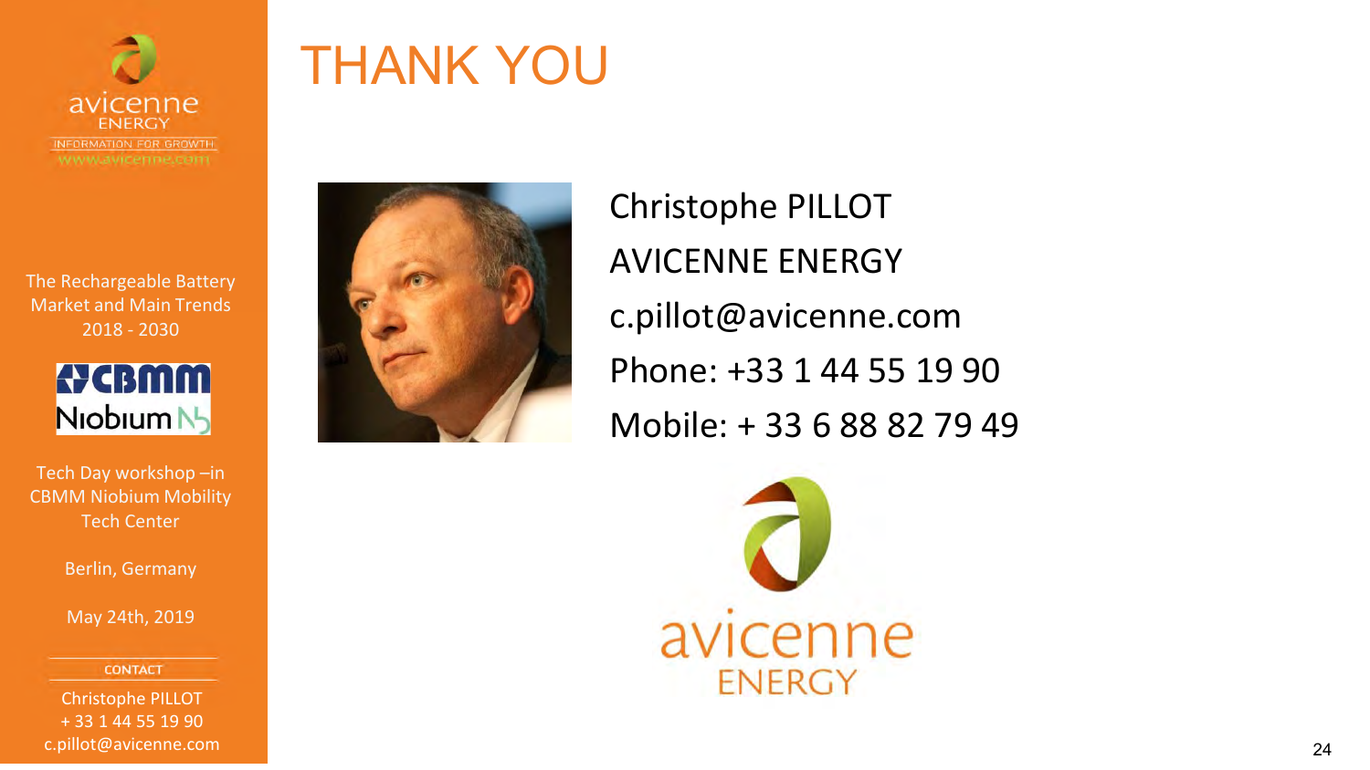avicenne ENERGY

INFORMATION FOR GROWTH

www.avicenne.com

The Rechargeable Battery Market and Main Trends 2018 - 2030

CBMM Niobium

Tech Day workshop –in CBMM Niobium Mobility Tech Center

Berlin, Germany

May 24th, 2019

CONTACT

Christophe PILLOT
+ 33 1 44 55 19 90
c.pillot@avicenne.com

# THANK YOU

Christophe PILLOT

AVICENNE ENERGY

c.pillot@avicenne.com

Phone: +33 1 44 55 19 90

Mobile: + 33 6 88 82 79 49

avicenne ENERGY